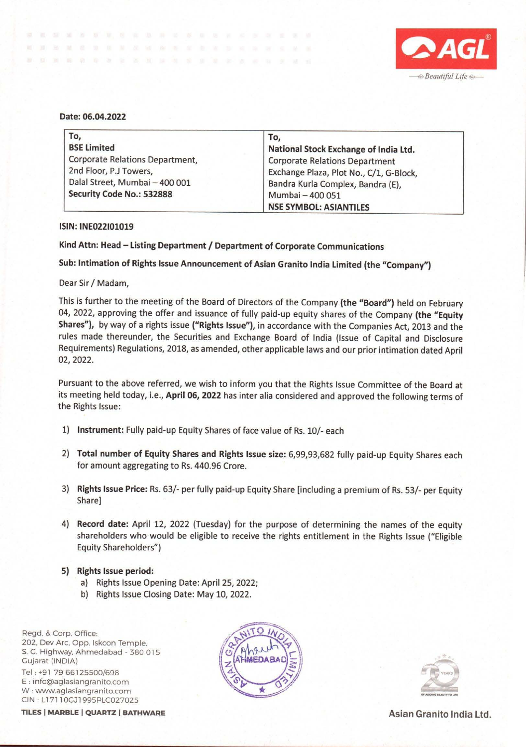Date: 06.04.2022

| To, **BSE Limited** Corporate Relations Department, 2nd Floor, P.J Towers, Dalal Street, Mumbai – 400 001 **Security Code No.: 532888** | To, **National Stock Exchange of India Ltd.** Corporate Relations Department Exchange Plaza, Plot No., C/1, G-Block, Bandra Kurla Complex, Bandra (E), Mumbai – 400 051 **NSE SYMBOL: ASIANTILES** |
|---|---|

**ISIN: INE022I01019**

**Kind Attn: Head – Listing Department / Department of Corporate Communications**

**Sub: Intimation of Rights Issue Announcement of Asian Granito India Limited (the "Company")**

Dear Sir / Madam,

This is further to the meeting of the Board of Directors of the Company **(the "Board")** held on February 04, 2022, approving the offer and issuance of fully paid-up equity shares of the Company **(the "Equity Shares"),** by way of a rights issue **("Rights Issue")**, in accordance with the Companies Act, 2013 and the rules made thereunder, the Securities and Exchange Board of India (Issue of Capital and Disclosure Requirements) Regulations, 2018, as amended, other applicable laws and our prior intimation dated April 02, 2022.

Pursuant to the above referred, we wish to inform you that the Rights Issue Committee of the Board at its meeting held today, i.e., **April 06, 2022** has inter alia considered and approved the following terms of the Rights Issue:

1) **Instrument:** Fully paid-up Equity Shares of face value of Rs. 10/- each

2) **Total number of Equity Shares and Rights Issue size:** 6,99,93,682 fully paid-up Equity Shares each for amount aggregating to Rs. 440.96 Crore.

3) **Rights Issue Price:** Rs. 63/- per fully paid-up Equity Share [including a premium of Rs. 53/- per Equity Share]

4) **Record date:** April 12, 2022 (Tuesday) for the purpose of determining the names of the equity shareholders who would be eligible to receive the rights entitlement in the Rights Issue ("Eligible Equity Shareholders")

5) **Rights Issue period:**
   a) Rights Issue Opening Date: April 25, 2022;
   b) Rights Issue Closing Date: May 10, 2022.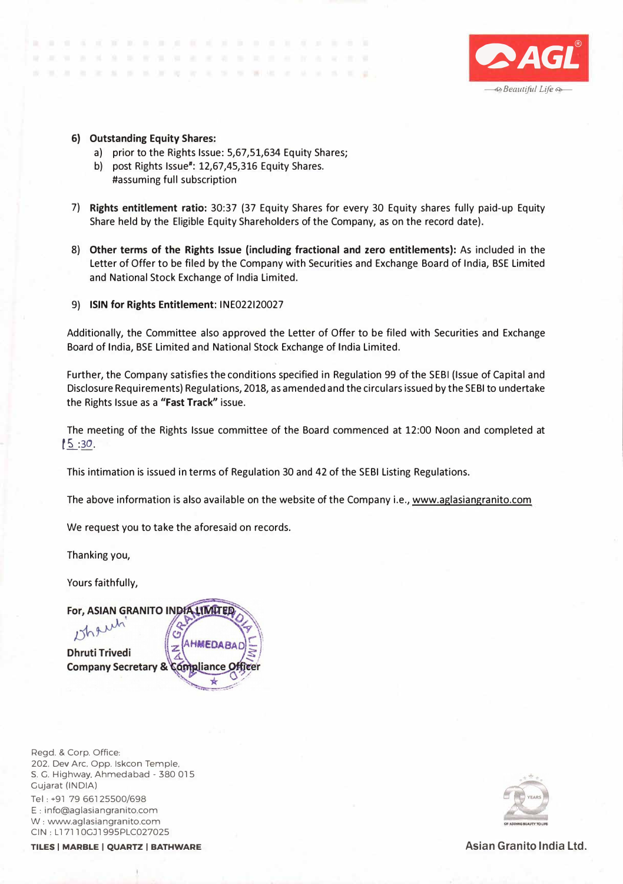6) **Outstanding Equity Shares:**
   a) prior to the Rights Issue: 5,67,51,634 Equity Shares;
   b) post Rights Issue#: 12,67,45,316 Equity Shares.
   #assuming full subscription

7) **Rights entitlement ratio:** 30:37 (37 Equity Shares for every 30 Equity shares fully paid-up Equity Share held by the Eligible Equity Shareholders of the Company, as on the record date).

8) **Other terms of the Rights Issue (including fractional and zero entitlements):** As included in the Letter of Offer to be filed by the Company with Securities and Exchange Board of India, BSE Limited and National Stock Exchange of India Limited.

9) **ISIN for Rights Entitlement**: INE022I20027

Additionally, the Committee also approved the Letter of Offer to be filed with Securities and Exchange Board of India, BSE Limited and National Stock Exchange of India Limited.

Further, the Company satisfies the conditions specified in Regulation 99 of the SEBI (Issue of Capital and Disclosure Requirements) Regulations, 2018, as amended and the circulars issued by the SEBI to undertake the Rights Issue as a **"Fast Track"** issue.

The meeting of the Rights Issue committee of the Board commenced at 12:00 Noon and completed at 15:30.

This intimation is issued in terms of Regulation 30 and 42 of the SEBI Listing Regulations.

The above information is also available on the website of the Company i.e., www.aglasiangranito.com

We request you to take the aforesaid on records.

Thanking you,

Yours faithfully,

**For, ASIAN GRANITO INDIA LIMITED**

**Dhruti Trivedi**
**Company Secretary & Compliance Officer**

Regd. & Corp. Office:
202, Dev Arc, Opp. Iskcon Temple,
S. G. Highway, Ahmedabad - 380 015
Gujarat (INDIA)
Tel : +91 79 66125500/698
E : info@aglasiangranito.com
W : www.aglasiangranito.com
CIN : L17110GJ1995PLC027025

**TILES | MARBLE | QUARTZ | BATHWARE**

Asian Granito India Ltd.